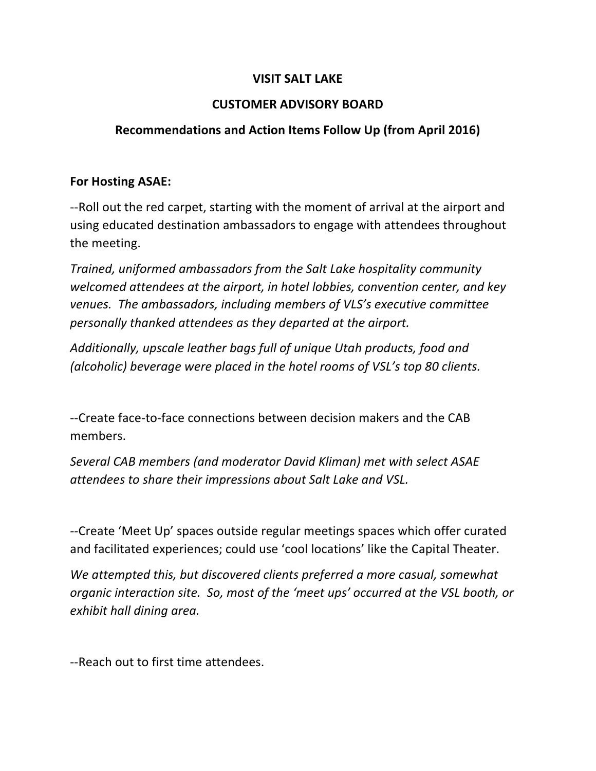# VISIT SALT LAKE

## CUSTOMER ADVISORY BOARD

### Recommendations and Action Items Follow Up (from April 2016)

**For Hosting ASAE:**

--Roll out the red carpet, starting with the moment of arrival at the airport and using educated destination ambassadors to engage with attendees throughout the meeting.

*Trained, uniformed ambassadors from the Salt Lake hospitality community welcomed attendees at the airport, in hotel lobbies, convention center, and key venues. The ambassadors, including members of VLS's executive committee personally thanked attendees as they departed at the airport.*

*Additionally, upscale leather bags full of unique Utah products, food and (alcoholic) beverage were placed in the hotel rooms of VSL's top 80 clients.*

--Create face-to-face connections between decision makers and the CAB members.

*Several CAB members (and moderator David Kliman) met with select ASAE attendees to share their impressions about Salt Lake and VSL.*

--Create 'Meet Up' spaces outside regular meetings spaces which offer curated and facilitated experiences; could use 'cool locations' like the Capital Theater.

*We attempted this, but discovered clients preferred a more casual, somewhat organic interaction site. So, most of the 'meet ups' occurred at the VSL booth, or exhibit hall dining area.*

--Reach out to first time attendees.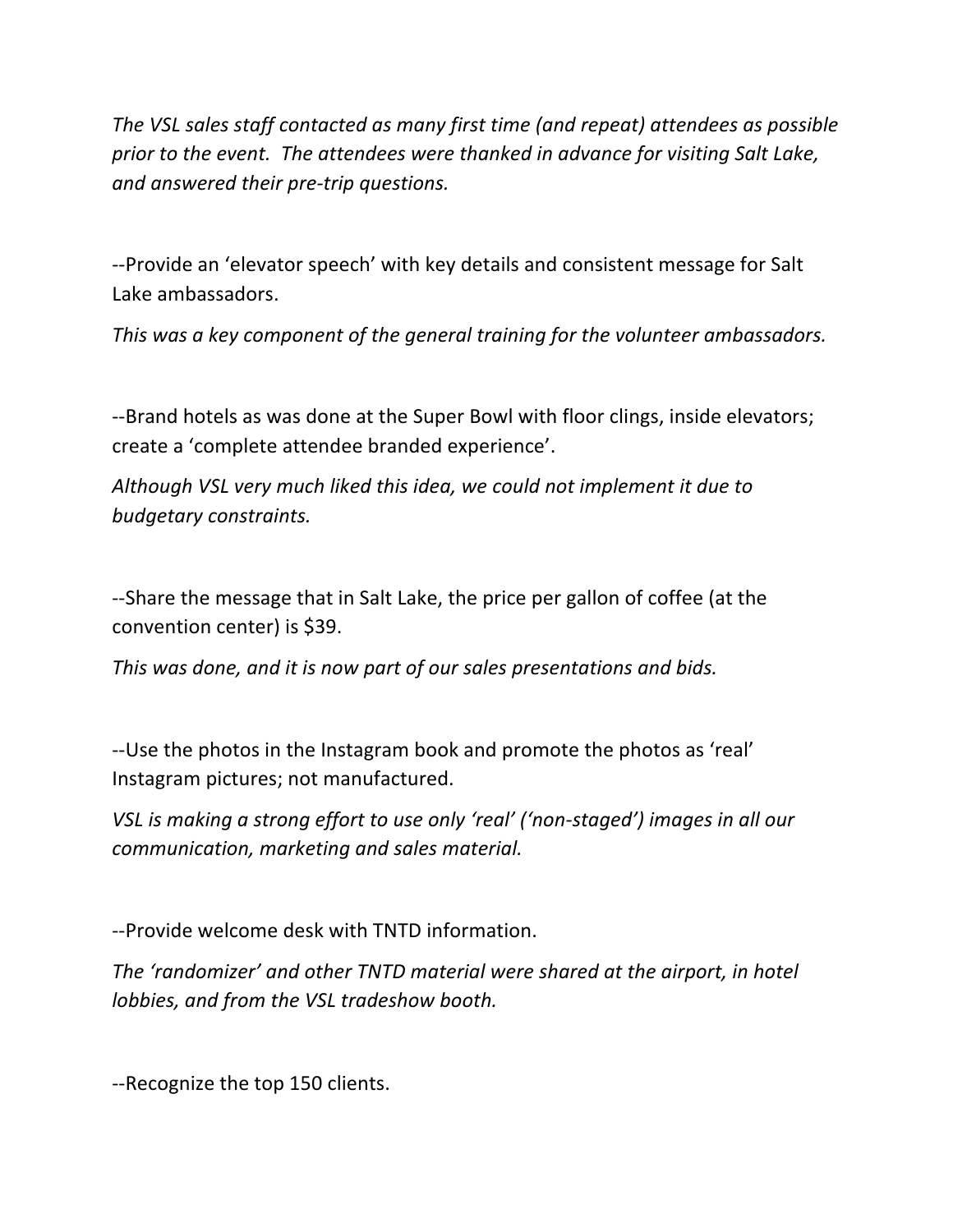*The VSL sales staff contacted as many first time (and repeat) attendees as possible prior to the event. The attendees were thanked in advance for visiting Salt Lake, and answered their pre-trip questions.*

--Provide an 'elevator speech' with key details and consistent message for Salt Lake ambassadors.

*This was a key component of the general training for the volunteer ambassadors.*

--Brand hotels as was done at the Super Bowl with floor clings, inside elevators; create a 'complete attendee branded experience'.

*Although VSL very much liked this idea, we could not implement it due to budgetary constraints.*

--Share the message that in Salt Lake, the price per gallon of coffee (at the convention center) is $39.

*This was done, and it is now part of our sales presentations and bids.*

--Use the photos in the Instagram book and promote the photos as 'real' Instagram pictures; not manufactured.

*VSL is making a strong effort to use only 'real' ('non-staged') images in all our communication, marketing and sales material.*

--Provide welcome desk with TNTD information.

*The 'randomizer' and other TNTD material were shared at the airport, in hotel lobbies, and from the VSL tradeshow booth.*

--Recognize the top 150 clients.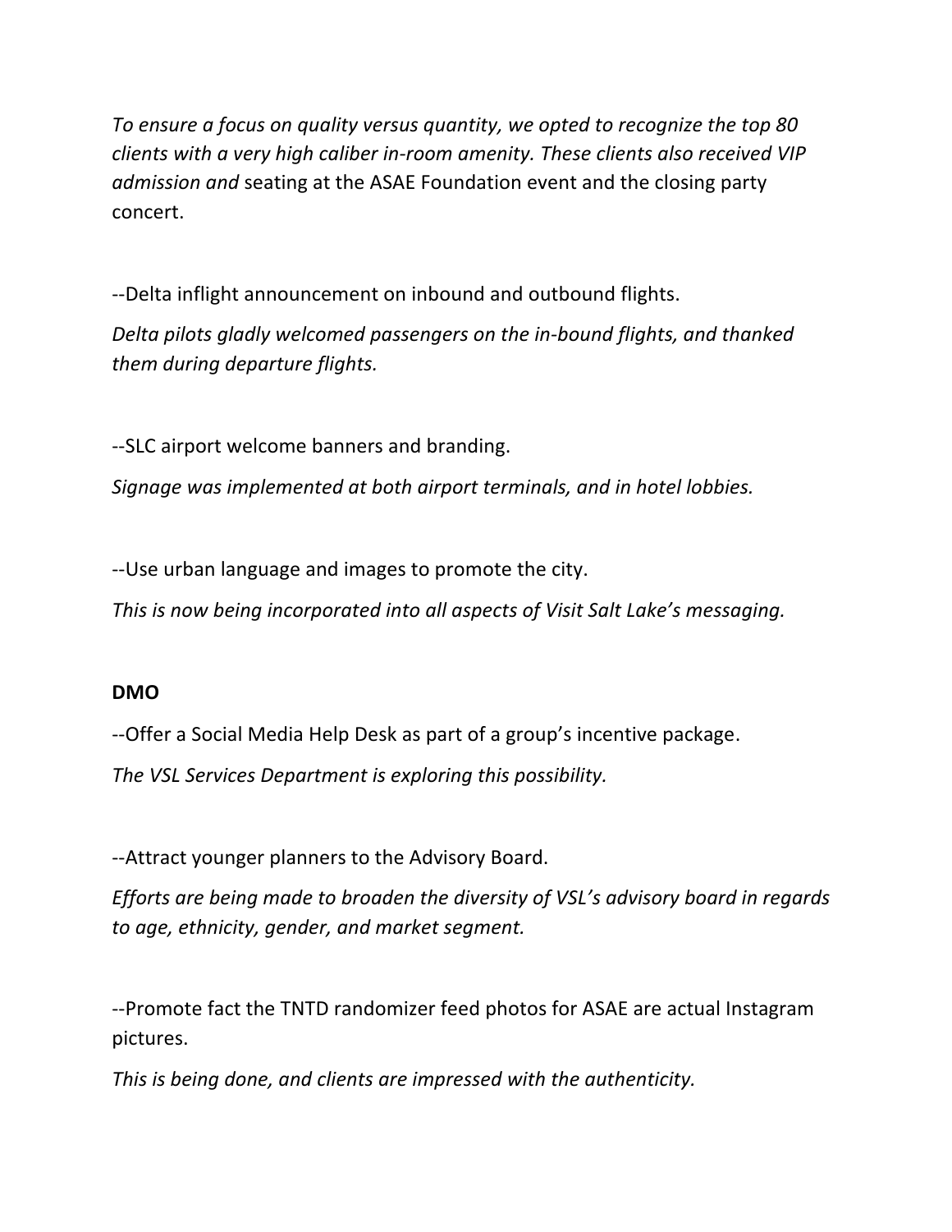*To ensure a focus on quality versus quantity, we opted to recognize the top 80 clients with a very high caliber in-room amenity. These clients also received VIP admission and* seating at the ASAE Foundation event and the closing party concert.

--Delta inflight announcement on inbound and outbound flights.

*Delta pilots gladly welcomed passengers on the in-bound flights, and thanked them during departure flights.*

--SLC airport welcome banners and branding.

*Signage was implemented at both airport terminals, and in hotel lobbies.*

--Use urban language and images to promote the city.

*This is now being incorporated into all aspects of Visit Salt Lake's messaging.*

**DMO**

--Offer a Social Media Help Desk as part of a group's incentive package.

*The VSL Services Department is exploring this possibility.*

--Attract younger planners to the Advisory Board.

*Efforts are being made to broaden the diversity of VSL's advisory board in regards to age, ethnicity, gender, and market segment.*

--Promote fact the TNTD randomizer feed photos for ASAE are actual Instagram pictures.

*This is being done, and clients are impressed with the authenticity.*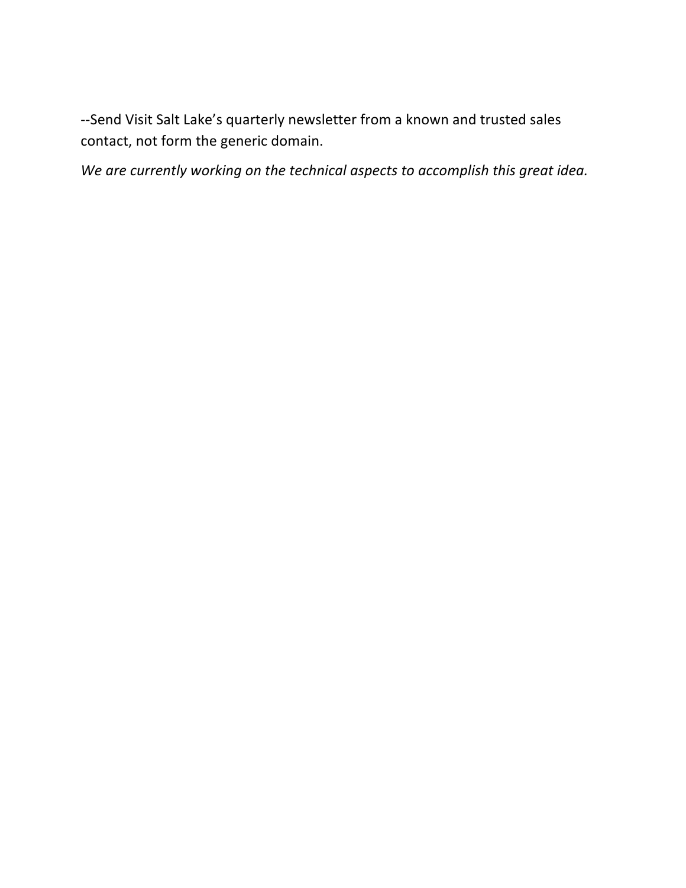--Send Visit Salt Lake's quarterly newsletter from a known and trusted sales contact, not form the generic domain.

*We are currently working on the technical aspects to accomplish this great idea.*